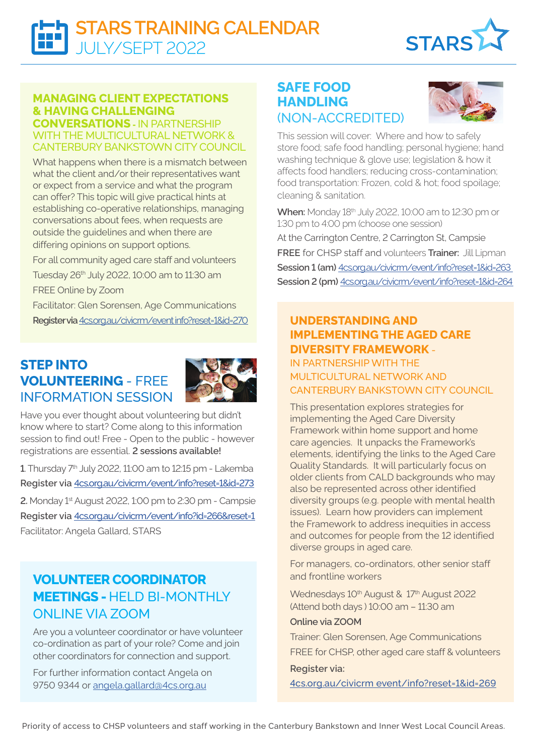# STARS TRAINING CALENDAR
## JULY/SEPT 2022

STARS

## MANAGING CLIENT EXPECTATIONS & HAVING CHALLENGING CONVERSATIONS - IN PARTNERSHIP WITH THE MULTICULTURAL NETWORK & CANTERBURY BANKSTOWN CITY COUNCIL

What happens when there is a mismatch between what the client and/or their representatives want or expect from a service and what the program can offer? This topic will give practical hints at establishing co-operative relationships, managing conversations about fees, when requests are outside the guidelines and when there are differing opinions on support options.

For all community aged care staff and volunteers

Tuesday 26th July 2022, 10:00 am to 11:30 am

FREE Online by Zoom

Facilitator: Glen Sorensen, Age Communications

**Register via** 4cs.org.au/civicrm/event info?reset=1&id=270

## STEP INTO VOLUNTEERING - FREE INFORMATION SESSION

Have you ever thought about volunteering but didn't know where to start? Come along to this information session to find out! Free - Open to the public - however registrations are essential. **2 sessions available!**

**1**. Thursday 7th July 2022, 11:00 am to 12:15 pm - Lakemba

**Register via** 4cs.org.au/civicrm/event/info?reset=1&id=273

**2.** Monday 1st August 2022, 1:00 pm to 2:30 pm - Campsie

**Register via** 4cs.org.au/civicrm/event/info?id=266&reset=1

Facilitator: Angela Gallard, STARS

## VOLUNTEER COORDINATOR MEETINGS - HELD BI-MONTHLY ONLINE VIA ZOOM

Are you a volunteer coordinator or have volunteer co-ordination as part of your role? Come and join other coordinators for connection and support.

For further information contact Angela on 9750 9344 or angela.gallard@4cs.org.au

## SAFE FOOD HANDLING (NON-ACCREDITED)

This session will cover: Where and how to safely store food; safe food handling; personal hygiene; hand washing technique & glove use; legislation & how it affects food handlers; reducing cross-contamination; food transportation: Frozen, cold & hot; food spoilage; cleaning & sanitation.

**When:** Monday 18th July 2022, 10:00 am to 12:30 pm or 1:30 pm to 4:00 pm (choose one session)

At the Carrington Centre, 2 Carrington St, Campsie

**FREE** for CHSP staff and volunteers **Trainer:** Jill Lipman

**Session 1 (am)** 4cs.org.au/civicrm/event/info?reset=1&id=263

**Session 2 (pm)** 4cs.org.au/civicrm/event/info?reset=1&id=264

## UNDERSTANDING AND IMPLEMENTING THE AGED CARE DIVERSITY FRAMEWORK - IN PARTNERSHIP WITH THE MULTICULTURAL NETWORK AND CANTERBURY BANKSTOWN CITY COUNCIL

This presentation explores strategies for implementing the Aged Care Diversity Framework within home support and home care agencies. It unpacks the Framework's elements, identifying the links to the Aged Care Quality Standards. It will particularly focus on older clients from CALD backgrounds who may also be represented across other identified diversity groups (e.g. people with mental health issues). Learn how providers can implement the Framework to address inequities in access and outcomes for people from the 12 identified diverse groups in aged care.

For managers, co-ordinators, other senior staff and frontline workers

Wednesdays 10th August & 17th August 2022 (Attend both days ) 10:00 am – 11:30 am

**Online via ZOOM**

Trainer: Glen Sorensen, Age Communications

FREE for CHSP, other aged care staff & volunteers

**Register via:**

4cs.org.au/civicrm event/info?reset=1&id=269

Priority of access to CHSP volunteers and staff working in the Canterbury Bankstown and Inner West Local Council Areas.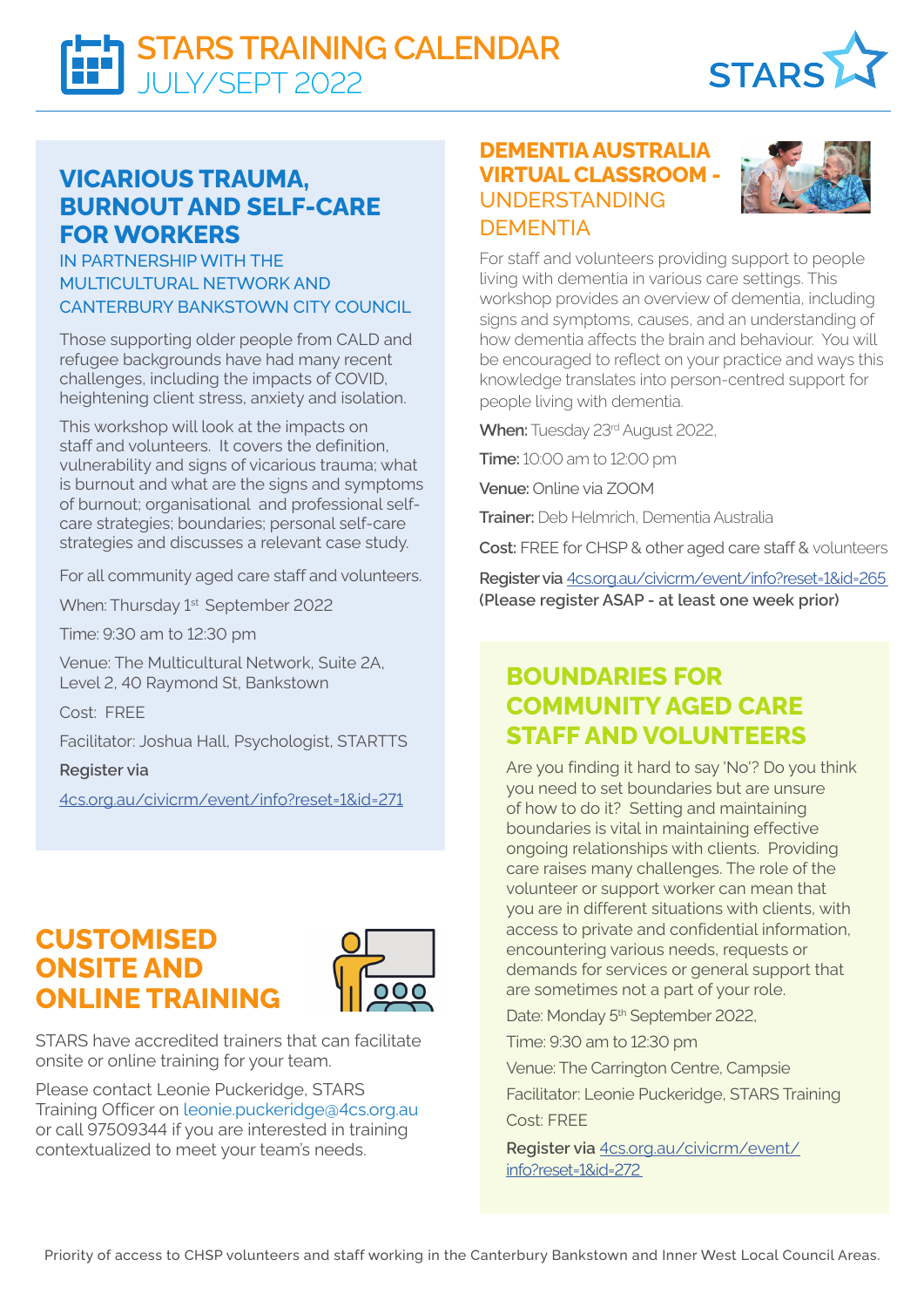# STARS TRAINING CALENDAR
JULY/SEPT 2022

## VICARIOUS TRAUMA, BURNOUT AND SELF-CARE FOR WORKERS

IN PARTNERSHIP WITH THE MULTICULTURAL NETWORK AND CANTERBURY BANKSTOWN CITY COUNCIL

Those supporting older people from CALD and refugee backgrounds have had many recent challenges, including the impacts of COVID, heightening client stress, anxiety and isolation.

This workshop will look at the impacts on staff and volunteers. It covers the definition, vulnerability and signs of vicarious trauma; what is burnout and what are the signs and symptoms of burnout; organisational and professional self-care strategies; boundaries; personal self-care strategies and discusses a relevant case study.

For all community aged care staff and volunteers.

When: Thursday 1st September 2022

Time: 9:30 am to 12:30 pm

Venue: The Multicultural Network, Suite 2A, Level 2, 40 Raymond St, Bankstown

Cost: FREE

Facilitator: Joshua Hall, Psychologist, STARTTS

**Register via**

4cs.org.au/civicrm/event/info?reset=1&id=271

## CUSTOMISED ONSITE AND ONLINE TRAINING

STARS have accredited trainers that can facilitate onsite or online training for your team.

Please contact Leonie Puckeridge, STARS Training Officer on leonie.puckeridge@4cs.org.au or call 97509344 if you are interested in training contextualized to meet your team's needs.

## DEMENTIA AUSTRALIA VIRTUAL CLASSROOM - UNDERSTANDING DEMENTIA

For staff and volunteers providing support to people living with dementia in various care settings. This workshop provides an overview of dementia, including signs and symptoms, causes, and an understanding of how dementia affects the brain and behaviour. You will be encouraged to reflect on your practice and ways this knowledge translates into person-centred support for people living with dementia.

**When:** Tuesday 23rd August 2022,

**Time:** 10:00 am to 12:00 pm

**Venue:** Online via ZOOM

**Trainer:** Deb Helmrich, Dementia Australia

**Cost:** FREE for CHSP & other aged care staff & volunteers

**Register via** 4cs.org.au/civicrm/event/info?reset=1&id=265
**(Please register ASAP - at least one week prior)**

## BOUNDARIES FOR COMMUNITY AGED CARE STAFF AND VOLUNTEERS

Are you finding it hard to say 'No'? Do you think you need to set boundaries but are unsure of how to do it? Setting and maintaining boundaries is vital in maintaining effective ongoing relationships with clients. Providing care raises many challenges. The role of the volunteer or support worker can mean that you are in different situations with clients, with access to private and confidential information, encountering various needs, requests or demands for services or general support that are sometimes not a part of your role.

Date: Monday 5th September 2022,

Time: 9:30 am to 12:30 pm

Venue: The Carrington Centre, Campsie

Facilitator: Leonie Puckeridge, STARS Training

Cost: FREE

**Register via** 4cs.org.au/civicrm/event/info?reset=1&id=272

Priority of access to CHSP volunteers and staff working in the Canterbury Bankstown and Inner West Local Council Areas.